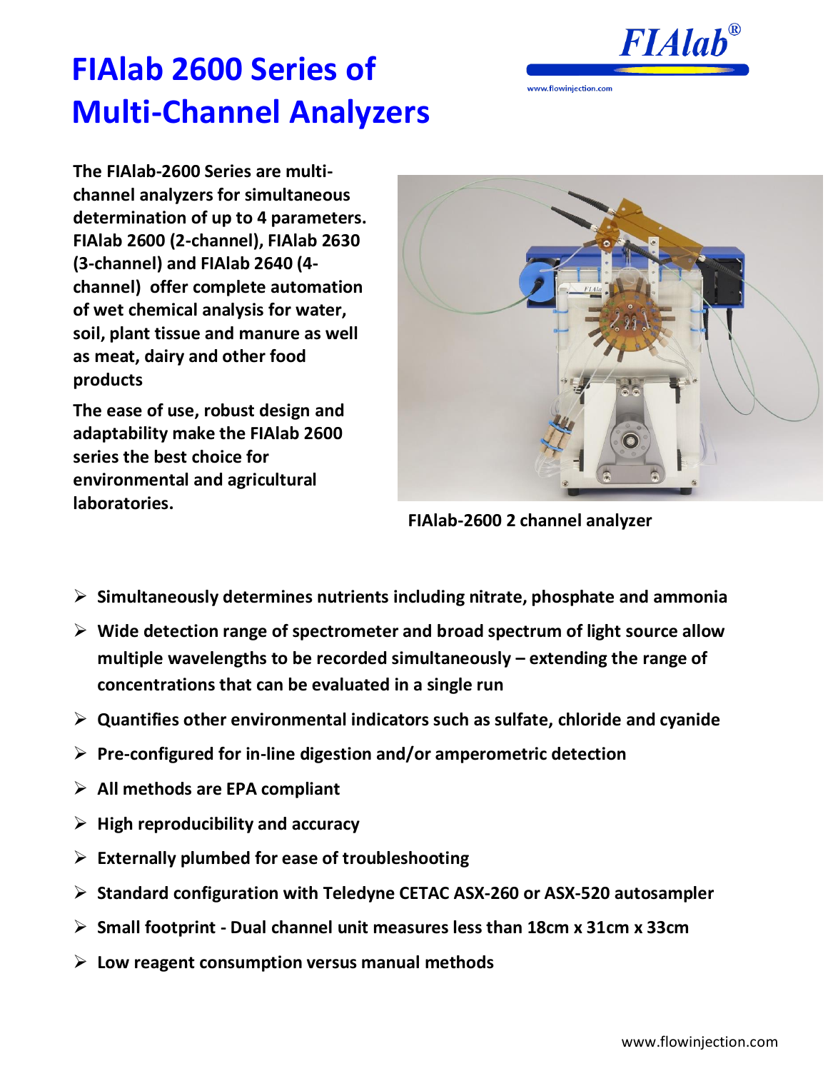# FIAlab 2600 Series of Multi-Channel Analyzers

**The FIAlab-2600 Series are multi-channel analyzers for simultaneous determination of up to 4 parameters. FIAlab 2600 (2-channel), FIAlab 2630 (3-channel) and FIAlab 2640 (4-channel) offer complete automation of wet chemical analysis for water, soil, plant tissue and manure as well as meat, dairy and other food products**

**The ease of use, robust design and adaptability make the FIAlab 2600 series the best choice for environmental and agricultural laboratories.**

**FIAlab-2600 2 channel analyzer**

- **Simultaneously determines nutrients including nitrate, phosphate and ammonia**
- **Wide detection range of spectrometer and broad spectrum of light source allow multiple wavelengths to be recorded simultaneously – extending the range of concentrations that can be evaluated in a single run**
- **Quantifies other environmental indicators such as sulfate, chloride and cyanide**
- **Pre-configured for in-line digestion and/or amperometric detection**
- **All methods are EPA compliant**
- **High reproducibility and accuracy**
- **Externally plumbed for ease of troubleshooting**
- **Standard configuration with Teledyne CETAC ASX-260 or ASX-520 autosampler**
- **Small footprint - Dual channel unit measures less than 18cm x 31cm x 33cm**
- **Low reagent consumption versus manual methods**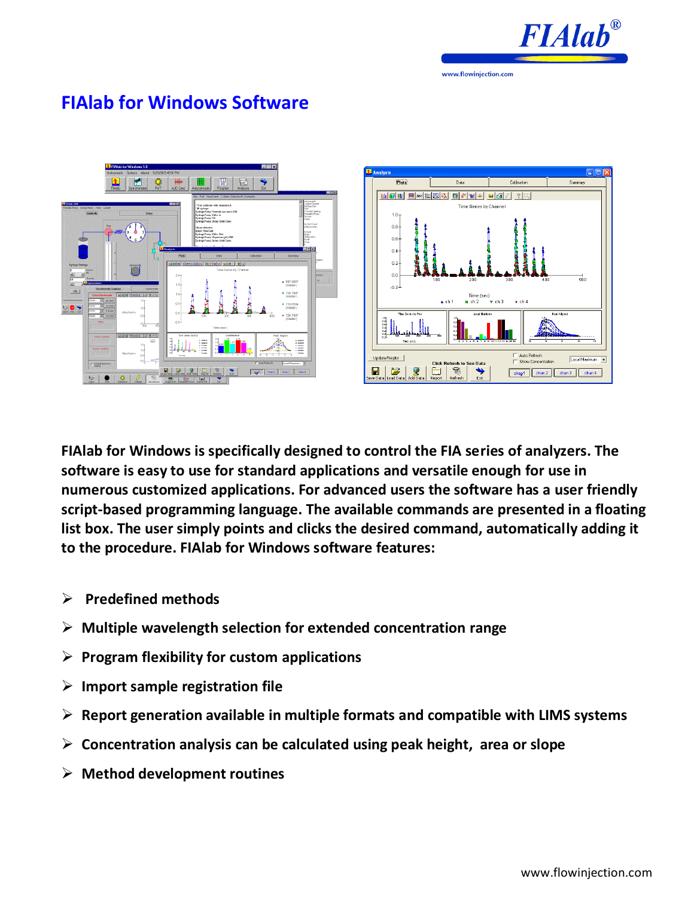# FIAlab for Windows Software

**FIAlab for Windows is specifically designed to control the FIA series of analyzers. The software is easy to use for standard applications and versatile enough for use in numerous customized applications. For advanced users the software has a user friendly script-based programming language. The available commands are presented in a floating list box. The user simply points and clicks the desired command, automatically adding it to the procedure. FIAlab for Windows software features:**

- **Predefined methods**
- **Multiple wavelength selection for extended concentration range**
- **Program flexibility for custom applications**
- **Import sample registration file**
- **Report generation available in multiple formats and compatible with LIMS systems**
- **Concentration analysis can be calculated using peak height, area or slope**
- **Method development routines**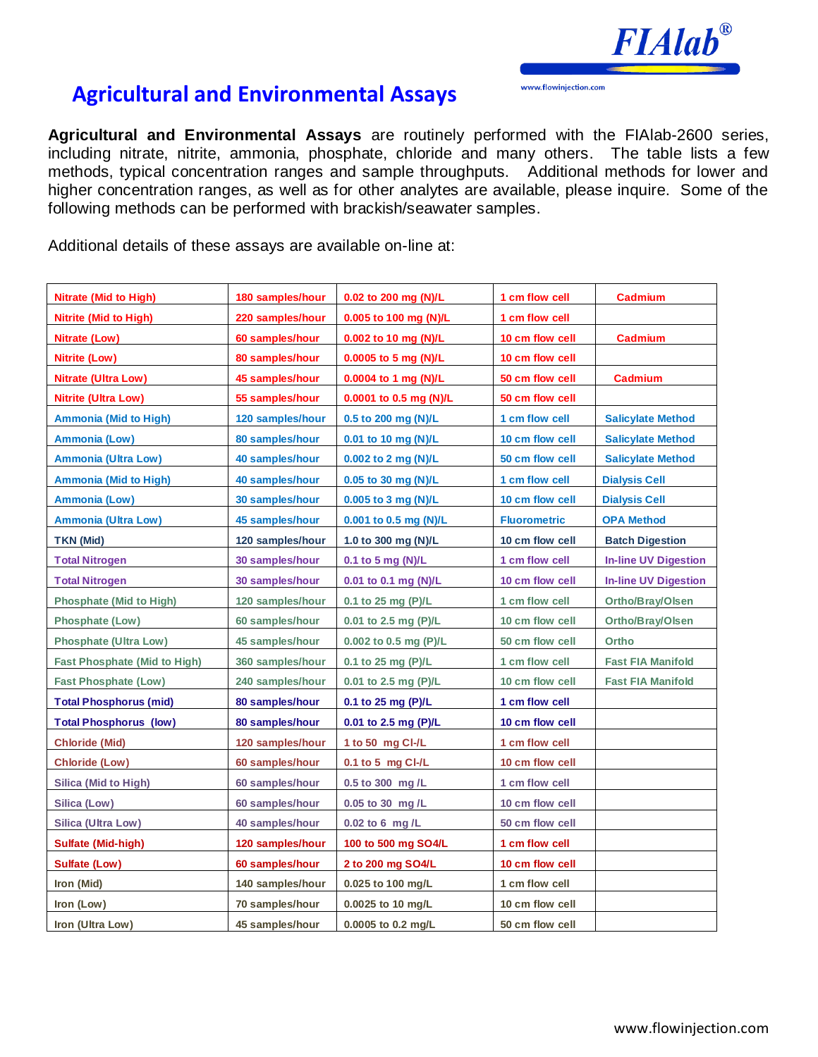# Agricultural and Environmental Assays

**Agricultural and Environmental Assays** are routinely performed with the FIAlab-2600 series, including nitrate, nitrite, ammonia, phosphate, chloride and many others. The table lists a few methods, typical concentration ranges and sample throughputs. Additional methods for lower and higher concentration ranges, as well as for other analytes are available, please inquire. Some of the following methods can be performed with brackish/seawater samples.

Additional details of these assays are available on-line at:

| | | | | |
|---|---|---|---|---|
| Nitrate (Mid to High) | 180 samples/hour | 0.02 to 200 mg (N)/L | 1 cm flow cell | Cadmium |
| Nitrite (Mid to High) | 220 samples/hour | 0.005 to 100 mg (N)/L | 1 cm flow cell | |
| Nitrate (Low) | 60 samples/hour | 0.002 to 10 mg (N)/L | 10 cm flow cell | Cadmium |
| Nitrite (Low) | 80 samples/hour | 0.0005 to 5 mg (N)/L | 10 cm flow cell | |
| Nitrate (Ultra Low) | 45 samples/hour | 0.0004 to 1 mg (N)/L | 50 cm flow cell | Cadmium |
| Nitrite (Ultra Low) | 55 samples/hour | 0.0001 to 0.5 mg (N)/L | 50 cm flow cell | |
| Ammonia (Mid to High) | 120 samples/hour | 0.5 to 200 mg (N)/L | 1 cm flow cell | Salicylate Method |
| Ammonia (Low) | 80 samples/hour | 0.01 to 10 mg (N)/L | 10 cm flow cell | Salicylate Method |
| Ammonia (Ultra Low) | 40 samples/hour | 0.002 to 2 mg (N)/L | 50 cm flow cell | Salicylate Method |
| Ammonia (Mid to High) | 40 samples/hour | 0.05 to 30 mg (N)/L | 1 cm flow cell | Dialysis Cell |
| Ammonia (Low) | 30 samples/hour | 0.005 to 3 mg (N)/L | 10 cm flow cell | Dialysis Cell |
| Ammonia (Ultra Low) | 45 samples/hour | 0.001 to 0.5 mg (N)/L | Fluorometric | OPA Method |
| TKN (Mid) | 120 samples/hour | 1.0 to 300 mg (N)/L | 10 cm flow cell | Batch Digestion |
| Total Nitrogen | 30 samples/hour | 0.1 to 5 mg (N)/L | 1 cm flow cell | In-line UV Digestion |
| Total Nitrogen | 30 samples/hour | 0.01 to 0.1 mg (N)/L | 10 cm flow cell | In-line UV Digestion |
| Phosphate (Mid to High) | 120 samples/hour | 0.1 to 25 mg (P)/L | 1 cm flow cell | Ortho/Bray/Olsen |
| Phosphate (Low) | 60 samples/hour | 0.01 to 2.5 mg (P)/L | 10 cm flow cell | Ortho/Bray/Olsen |
| Phosphate (Ultra Low) | 45 samples/hour | 0.002 to 0.5 mg (P)/L | 50 cm flow cell | Ortho |
| Fast Phosphate (Mid to High) | 360 samples/hour | 0.1 to 25 mg (P)/L | 1 cm flow cell | Fast FIA Manifold |
| Fast Phosphate (Low) | 240 samples/hour | 0.01 to 2.5 mg (P)/L | 10 cm flow cell | Fast FIA Manifold |
| Total Phosphorus (mid) | 80 samples/hour | 0.1 to 25 mg (P)/L | 1 cm flow cell | |
| Total Phosphorus (low) | 80 samples/hour | 0.01 to 2.5 mg (P)/L | 10 cm flow cell | |
| Chloride (Mid) | 120 samples/hour | 1 to 50 mg Cl-/L | 1 cm flow cell | |
| Chloride (Low) | 60 samples/hour | 0.1 to 5 mg Cl-/L | 10 cm flow cell | |
| Silica (Mid to High) | 60 samples/hour | 0.5 to 300 mg /L | 1 cm flow cell | |
| Silica (Low) | 60 samples/hour | 0.05 to 30 mg /L | 10 cm flow cell | |
| Silica (Ultra Low) | 40 samples/hour | 0.02 to 6 mg /L | 50 cm flow cell | |
| Sulfate (Mid-high) | 120 samples/hour | 100 to 500 mg SO4/L | 1 cm flow cell | |
| Sulfate (Low) | 60 samples/hour | 2 to 200 mg SO4/L | 10 cm flow cell | |
| Iron (Mid) | 140 samples/hour | 0.025 to 100 mg/L | 1 cm flow cell | |
| Iron (Low) | 70 samples/hour | 0.0025 to 10 mg/L | 10 cm flow cell | |
| Iron (Ultra Low) | 45 samples/hour | 0.0005 to 0.2 mg/L | 50 cm flow cell | |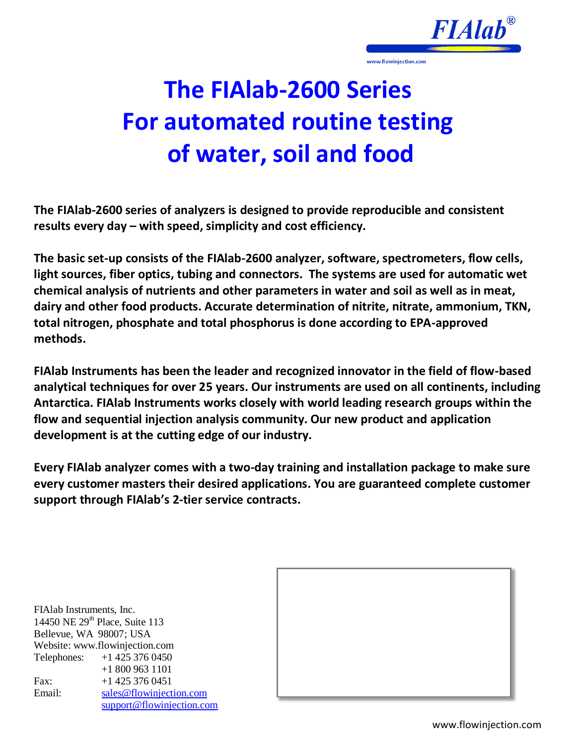# The FIAlab-2600 Series For automated routine testing of water, soil and food

**The FIAlab-2600 series of analyzers is designed to provide reproducible and consistent results every day – with speed, simplicity and cost efficiency.**

**The basic set-up consists of the FIAlab-2600 analyzer, software, spectrometers, flow cells, light sources, fiber optics, tubing and connectors. The systems are used for automatic wet chemical analysis of nutrients and other parameters in water and soil as well as in meat, dairy and other food products. Accurate determination of nitrite, nitrate, ammonium, TKN, total nitrogen, phosphate and total phosphorus is done according to EPA-approved methods.**

**FIAlab Instruments has been the leader and recognized innovator in the field of flow-based analytical techniques for over 25 years. Our instruments are used on all continents, including Antarctica. FIAlab Instruments works closely with world leading research groups within the flow and sequential injection analysis community. Our new product and application development is at the cutting edge of our industry.**

**Every FIAlab analyzer comes with a two-day training and installation package to make sure every customer masters their desired applications. You are guaranteed complete customer support through FIAlab's 2-tier service contracts.**

FIAlab Instruments, Inc.
14450 NE 29th Place, Suite 113
Bellevue, WA 98007; USA
Website: www.flowinjection.com

| | |
|---|---|
| Telephones: | +1 425 376 0450 |
| | +1 800 963 1101 |
| Fax: | +1 425 376 0451 |
| Email: | sales@flowinjection.com |
| | support@flowinjection.com |